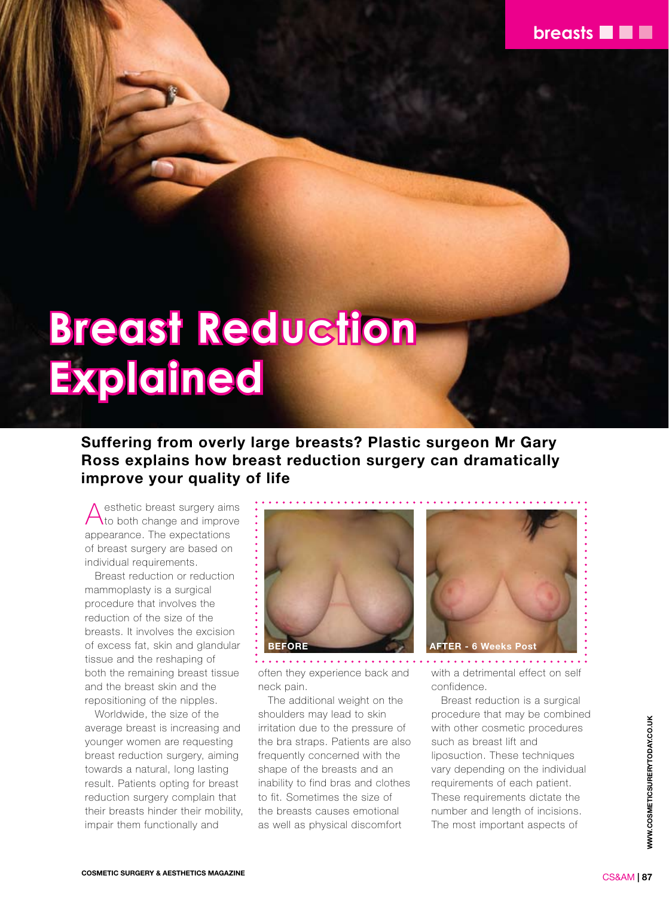# Breast Reduction Explained

**Suffering from overly large breasts? Plastic surgeon Mr Gary Ross explains how breast reduction surgery can dramatically improve your quality of life**

Aesthetic breast surgery aims to both change and improve appearance. The expectations of breast surgery are based on individual requirements.

Breast reduction or reduction mammoplasty is a surgical procedure that involves the reduction of the size of the breasts. It involves the excision of excess fat, skin and glandular tissue and the reshaping of both the remaining breast tissue and the breast skin and the repositioning of the nipples.

Worldwide, the size of the average breast is increasing and younger women are requesting breast reduction surgery, aiming towards a natural, long lasting result. Patients opting for breast reduction surgery complain that their breasts hinder their mobility, impair them functionally and often they experience back and neck pain.

BEFORE

AFTER - 6 Weeks Post

The additional weight on the shoulders may lead to skin irritation due to the pressure of the bra straps. Patients are also frequently concerned with the shape of the breasts and an inability to find bras and clothes to fit. Sometimes the size of the breasts causes emotional as well as physical discomfort with a detrimental effect on self confidence.

Breast reduction is a surgical procedure that may be combined with other cosmetic procedures such as breast lift and liposuction. These techniques vary depending on the individual requirements of each patient. These requirements dictate the number and length of incisions. The most important aspects of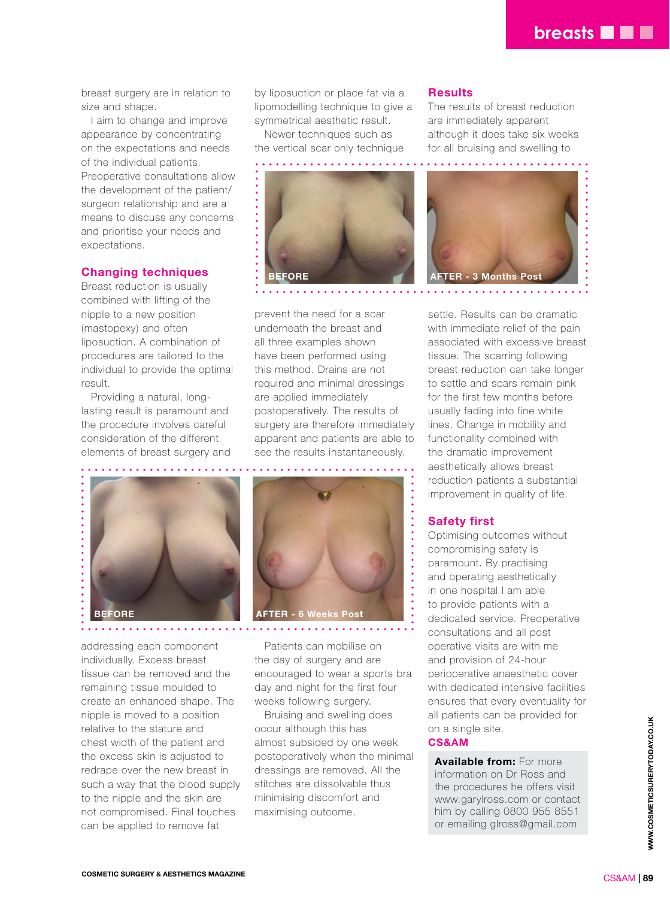breast surgery are in relation to size and shape.

I aim to change and improve appearance by concentrating on the expectations and needs of the individual patients. Preoperative consultations allow the development of the patient/surgeon relationship and are a means to discuss any concerns and prioritise your needs and expectations.

## Changing techniques

Breast reduction is usually combined with lifting of the nipple to a new position (mastopexy) and often liposuction. A combination of procedures are tailored to the individual to provide the optimal result.

Providing a natural, long-lasting result is paramount and the procedure involves careful consideration of the different elements of breast surgery and addressing each component individually. Excess breast tissue can be removed and the remaining tissue moulded to create an enhanced shape. The nipple is moved to a position relative to the stature and chest width of the patient and the excess skin is adjusted to redrape over the new breast in such a way that the blood supply to the nipple and the skin are not compromised. Final touches can be applied to remove fat by liposuction or place fat via a lipomodelling technique to give a symmetrical aesthetic result.

Newer techniques such as the vertical scar only technique prevent the need for a scar underneath the breast and all three examples shown have been performed using this method. Drains are not required and minimal dressings are applied immediately postoperatively. The results of surgery are therefore immediately apparent and patients are able to see the results instantaneously.

BEFORE

AFTER - 3 Months Post

BEFORE

AFTER - 6 Weeks Post

Patients can mobilise on the day of surgery and are encouraged to wear a sports bra day and night for the first four weeks following surgery.

Bruising and swelling does occur although this has almost subsided by one week postoperatively when the minimal dressings are removed. All the stitches are dissolvable thus minimising discomfort and maximising outcome.

## Results

The results of breast reduction are immediately apparent although it does take six weeks for all bruising and swelling to settle. Results can be dramatic with immediate relief of the pain associated with excessive breast tissue. The scarring following breast reduction can take longer to settle and scars remain pink for the first few months before usually fading into fine white lines. Change in mobility and functionality combined with the dramatic improvement aesthetically allows breast reduction patients a substantial improvement in quality of life.

## Safety first

Optimising outcomes without compromising safety is paramount. By practising and operating aesthetically in one hospital I am able to provide patients with a dedicated service. Preoperative consultations and all post operative visits are with me and provision of 24-hour perioperative anaesthetic cover with dedicated intensive facilities ensures that every eventuality for all patients can be provided for on a single site.

**CS&AM**

**Available from:** For more information on Dr Ross and the procedures he offers visit www.garylross.com or contact him by calling 0800 955 8551 or emailing glross@gmail.com